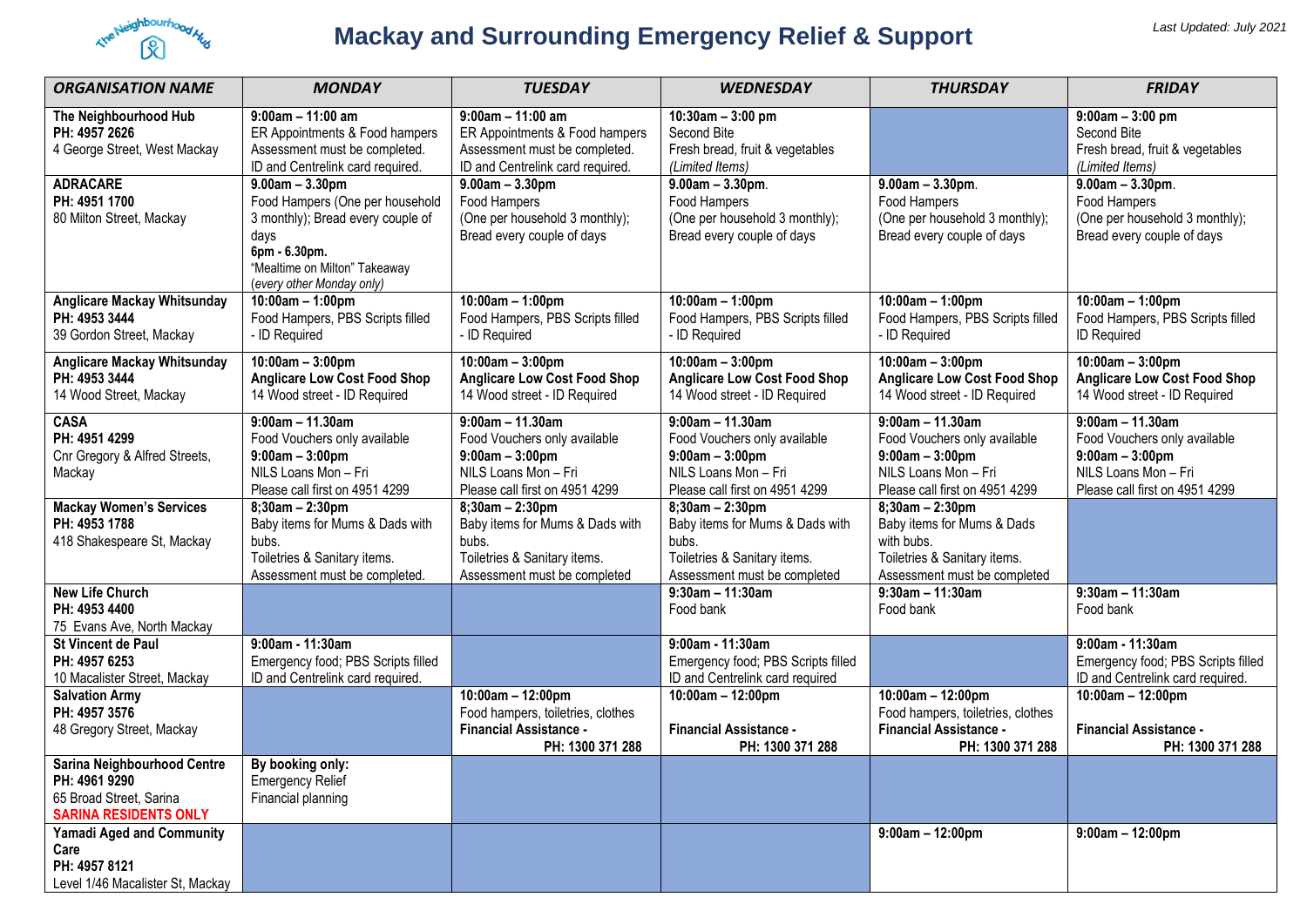# Mackay and Surrounding Emergency Relief & Support

*Last Updated: July 2021*

| ORGANISATION NAME | MONDAY | TUESDAY | WEDNESDAY | THURSDAY | FRIDAY |
|---|---|---|---|---|---|
| **The Neighbourhood Hub**<br>**PH: 4957 2626**<br>4 George Street, West Mackay | **9:00am – 11:00 am**<br>ER Appointments & Food hampers<br>Assessment must be completed.<br>ID and Centrelink card required. | **9:00am – 11:00 am**<br>ER Appointments & Food hampers<br>Assessment must be completed.<br>ID and Centrelink card required. | **10:30am – 3:00 pm**<br>Second Bite<br>Fresh bread, fruit & vegetables<br>*(Limited Items)* | | **9:00am – 3:00 pm**<br>Second Bite<br>Fresh bread, fruit & vegetables<br>*(Limited Items)* |
| **ADRACARE**<br>**PH: 4951 1700**<br>80 Milton Street, Mackay | **9.00am – 3.30pm**<br>Food Hampers (One per household 3 monthly); Bread every couple of days<br>**6pm - 6.30pm.**<br>"Mealtime on Milton" Takeaway<br>*(every other Monday only)* | **9.00am – 3.30pm**<br>Food Hampers<br>(One per household 3 monthly);<br>Bread every couple of days | **9.00am – 3.30pm**.<br>Food Hampers<br>(One per household 3 monthly);<br>Bread every couple of days | **9.00am – 3.30pm**.<br>Food Hampers<br>(One per household 3 monthly);<br>Bread every couple of days | **9.00am – 3.30pm**.<br>Food Hampers<br>(One per household 3 monthly);<br>Bread every couple of days |
| **Anglicare Mackay Whitsunday**<br>**PH: 4953 3444**<br>39 Gordon Street, Mackay | **10:00am – 1:00pm**<br>Food Hampers, PBS Scripts filled - ID Required | **10:00am – 1:00pm**<br>Food Hampers, PBS Scripts filled - ID Required | **10:00am – 1:00pm**<br>Food Hampers, PBS Scripts filled - ID Required | **10:00am – 1:00pm**<br>Food Hampers, PBS Scripts filled - ID Required | **10:00am – 1:00pm**<br>Food Hampers, PBS Scripts filled ID Required |
| **Anglicare Mackay Whitsunday**<br>**PH: 4953 3444**<br>14 Wood Street, Mackay | **10:00am – 3:00pm**<br>**Anglicare Low Cost Food Shop**<br>14 Wood street - ID Required | **10:00am – 3:00pm**<br>**Anglicare Low Cost Food Shop**<br>14 Wood street - ID Required | **10:00am – 3:00pm**<br>**Anglicare Low Cost Food Shop**<br>14 Wood street - ID Required | **10:00am – 3:00pm**<br>**Anglicare Low Cost Food Shop**<br>14 Wood street - ID Required | **10:00am – 3:00pm**<br>**Anglicare Low Cost Food Shop**<br>14 Wood street - ID Required |
| **CASA**<br>**PH: 4951 4299**<br>Cnr Gregory & Alfred Streets, Mackay | **9:00am – 11.30am**<br>Food Vouchers only available<br>**9:00am – 3:00pm**<br>NILS Loans Mon – Fri<br>Please call first on 4951 4299 | **9:00am – 11.30am**<br>Food Vouchers only available<br>**9:00am – 3:00pm**<br>NILS Loans Mon – Fri<br>Please call first on 4951 4299 | **9:00am – 11.30am**<br>Food Vouchers only available<br>**9:00am – 3:00pm**<br>NILS Loans Mon – Fri<br>Please call first on 4951 4299 | **9:00am – 11.30am**<br>Food Vouchers only available<br>**9:00am – 3:00pm**<br>NILS Loans Mon – Fri<br>Please call first on 4951 4299 | **9:00am – 11.30am**<br>Food Vouchers only available<br>**9:00am – 3:00pm**<br>NILS Loans Mon – Fri<br>Please call first on 4951 4299 |
| **Mackay Women's Services**<br>**PH: 4953 1788**<br>418 Shakespeare St, Mackay | **8;30am – 2:30pm**<br>Baby items for Mums & Dads with bubs.<br>Toiletries & Sanitary items.<br>Assessment must be completed. | **8;30am – 2:30pm**<br>Baby items for Mums & Dads with bubs.<br>Toiletries & Sanitary items.<br>Assessment must be completed | **8;30am – 2:30pm**<br>Baby items for Mums & Dads with bubs.<br>Toiletries & Sanitary items.<br>Assessment must be completed | **8;30am – 2:30pm**<br>Baby items for Mums & Dads with bubs.<br>Toiletries & Sanitary items.<br>Assessment must be completed | |
| **New Life Church**<br>**PH: 4953 4400**<br>75 Evans Ave, North Mackay | | | **9:30am – 11:30am**<br>Food bank | **9:30am – 11:30am**<br>Food bank | **9:30am – 11:30am**<br>Food bank |
| **St Vincent de Paul**<br>**PH: 4957 6253**<br>10 Macalister Street, Mackay | **9:00am - 11:30am**<br>Emergency food; PBS Scripts filled ID and Centrelink card required. | | **9:00am - 11:30am**<br>Emergency food; PBS Scripts filled ID and Centrelink card required | | **9:00am - 11:30am**<br>Emergency food; PBS Scripts filled ID and Centrelink card required. |
| **Salvation Army**<br>**PH: 4957 3576**<br>48 Gregory Street, Mackay | | **10:00am – 12:00pm**<br>Food hampers, toiletries, clothes<br>**Financial Assistance - PH: 1300 371 288** | **10:00am – 12:00pm**<br>**Financial Assistance - PH: 1300 371 288** | **10:00am – 12:00pm**<br>Food hampers, toiletries, clothes<br>**Financial Assistance - PH: 1300 371 288** | **10:00am – 12:00pm**<br>**Financial Assistance - PH: 1300 371 288** |
| **Sarina Neighbourhood Centre**<br>**PH: 4961 9290**<br>65 Broad Street, Sarina<br>**SARINA RESIDENTS ONLY** | **By booking only:**<br>Emergency Relief<br>Financial planning | | | | |
| **Yamadi Aged and Community Care**<br>**PH: 4957 8121**<br>Level 1/46 Macalister St, Mackay | | | | **9:00am – 12:00pm** | **9:00am – 12:00pm** |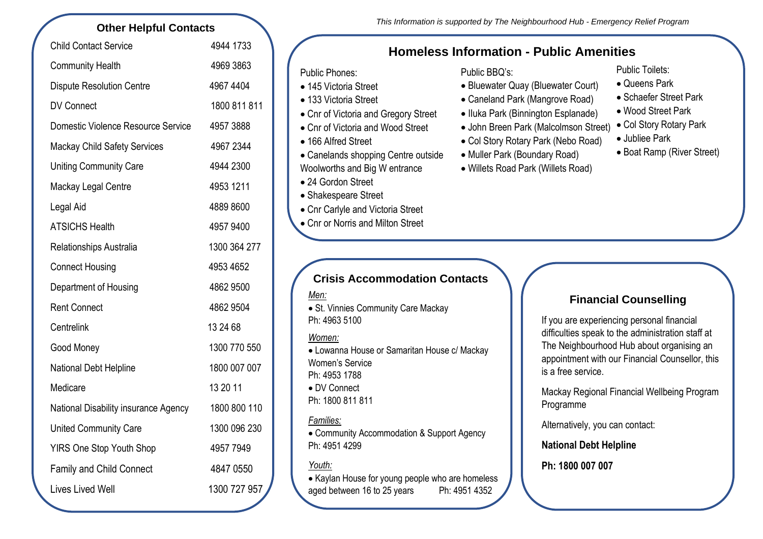## Other Helpful Contacts

| | |
|---|---|
| Child Contact Service | 4944 1733 |
| Community Health | 4969 3863 |
| Dispute Resolution Centre | 4967 4404 |
| DV Connect | 1800 811 811 |
| Domestic Violence Resource Service | 4957 3888 |
| Mackay Child Safety Services | 4967 2344 |
| Uniting Community Care | 4944 2300 |
| Mackay Legal Centre | 4953 1211 |
| Legal Aid | 4889 8600 |
| ATSICHS Health | 4957 9400 |
| Relationships Australia | 1300 364 277 |
| Connect Housing | 4953 4652 |
| Department of Housing | 4862 9500 |
| Rent Connect | 4862 9504 |
| Centrelink | 13 24 68 |
| Good Money | 1300 770 550 |
| National Debt Helpline | 1800 007 007 |
| Medicare | 13 20 11 |
| National Disability insurance Agency | 1800 800 110 |
| United Community Care | 1300 096 230 |
| YIRS One Stop Youth Shop | 4957 7949 |
| Family and Child Connect | 4847 0550 |
| Lives Lived Well | 1300 727 957 |

*This Information is supported by The Neighbourhood Hub - Emergency Relief Program*

## Homeless Information - Public Amenities

Public Phones:
- 145 Victoria Street
- 133 Victoria Street
- Cnr of Victoria and Gregory Street
- Cnr of Victoria and Wood Street
- 166 Alfred Street
- Canelands shopping Centre outside Woolworths and Big W entrance
- 24 Gordon Street
- Shakespeare Street
- Cnr Carlyle and Victoria Street
- Cnr or Norris and Milton Street

Public BBQ's:
- Bluewater Quay (Bluewater Court)
- Caneland Park (Mangrove Road)
- Iluka Park (Binnington Esplanade)
- John Breen Park (Malcolmson Street)
- Col Story Rotary Park (Nebo Road)
- Muller Park (Boundary Road)
- Willets Road Park (Willets Road)

Public Toilets:
- Queens Park
- Schaefer Street Park
- Wood Street Park
- Col Story Rotary Park
- Jubliee Park
- Boat Ramp (River Street)

## Crisis Accommodation Contacts

*Men:*
- St. Vinnies Community Care Mackay

Ph: 4963 5100

*Women:*
- Lowanna House or Samaritan House c/ Mackay Women's Service

Ph: 4953 1788
- DV Connect

Ph: 1800 811 811

*Families:*
- Community Accommodation & Support Agency

Ph: 4951 4299

*Youth:*
- Kaylan House for young people who are homeless aged between 16 to 25 years Ph: 4951 4352

## Financial Counselling

If you are experiencing personal financial difficulties speak to the administration staff at The Neighbourhood Hub about organising an appointment with our Financial Counsellor, this is a free service.

Mackay Regional Financial Wellbeing Program Programme

Alternatively, you can contact:

**National Debt Helpline**

**Ph: 1800 007 007**